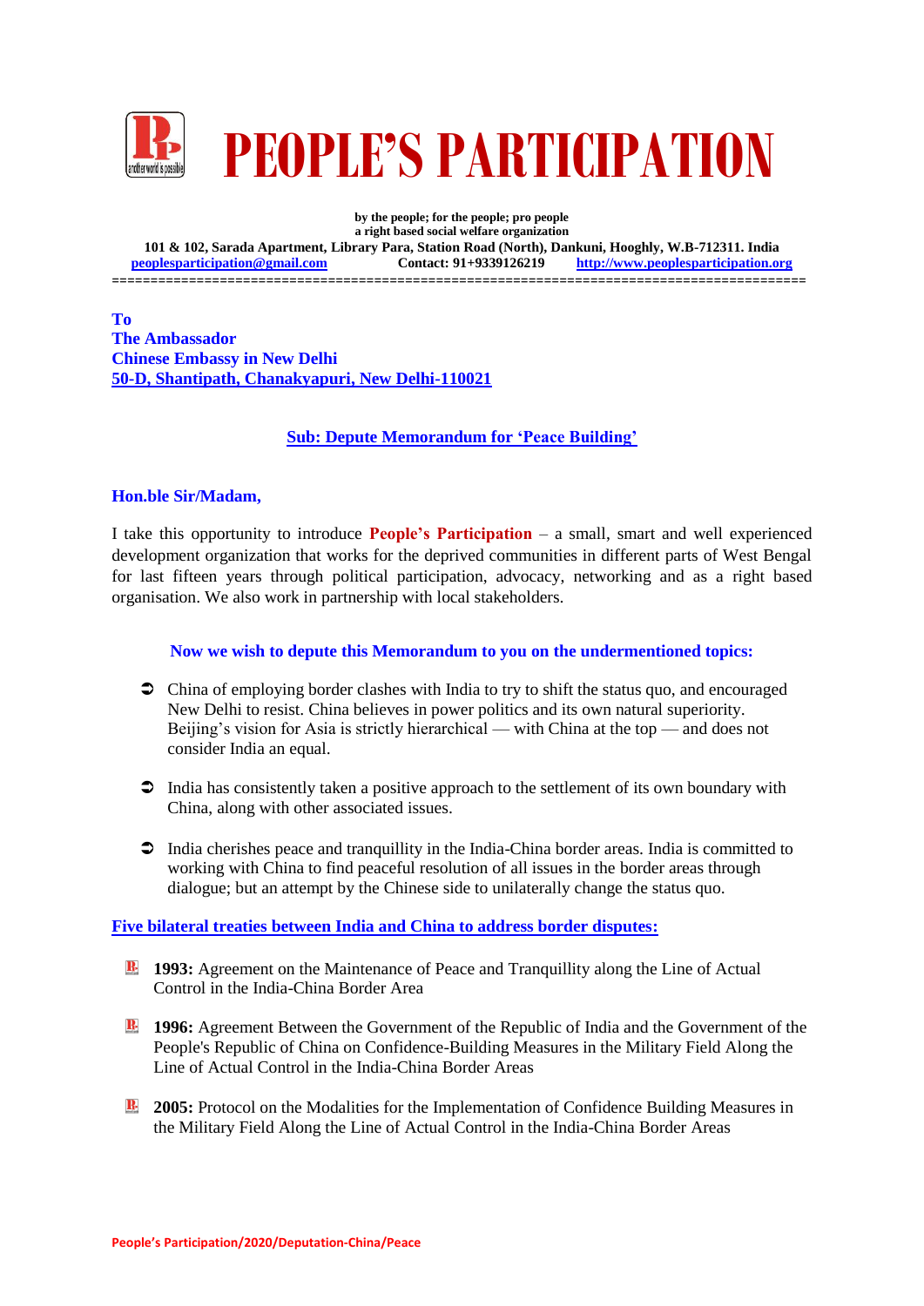# PEOPLE'S PARTICIPATION

**by the people; for the people; pro people**
**a right based social welfare organization**
**101 & 102, Sarada Apartment, Library Para, Station Road (North), Dankuni, Hooghly, W.B-712311. India**
**peoplesparticipation@gmail.com    Contact: 91+9339126219    http://www.peoplesparticipation.org**

==========================================================================================

**To**
**The Ambassador**
**Chinese Embassy in New Delhi**
**50-D, Shantipath, Chanakyapuri, New Delhi-110021**

**Sub: Depute Memorandum for 'Peace Building'**

**Hon.ble Sir/Madam,**

I take this opportunity to introduce **People's Participation** – a small, smart and well experienced development organization that works for the deprived communities in different parts of West Bengal for last fifteen years through political participation, advocacy, networking and as a right based organisation. We also work in partnership with local stakeholders.

**Now we wish to depute this Memorandum to you on the undermentioned topics:**

- China of employing border clashes with India to try to shift the status quo, and encouraged New Delhi to resist. China believes in power politics and its own natural superiority. Beijing's vision for Asia is strictly hierarchical — with China at the top — and does not consider India an equal.
- India has consistently taken a positive approach to the settlement of its own boundary with China, along with other associated issues.
- India cherishes peace and tranquillity in the India-China border areas. India is committed to working with China to find peaceful resolution of all issues in the border areas through dialogue; but an attempt by the Chinese side to unilaterally change the status quo.

**Five bilateral treaties between India and China to address border disputes:**

- **1993:** Agreement on the Maintenance of Peace and Tranquillity along the Line of Actual Control in the India-China Border Area
- **1996:** Agreement Between the Government of the Republic of India and the Government of the People's Republic of China on Confidence-Building Measures in the Military Field Along the Line of Actual Control in the India-China Border Areas
- **2005:** Protocol on the Modalities for the Implementation of Confidence Building Measures in the Military Field Along the Line of Actual Control in the India-China Border Areas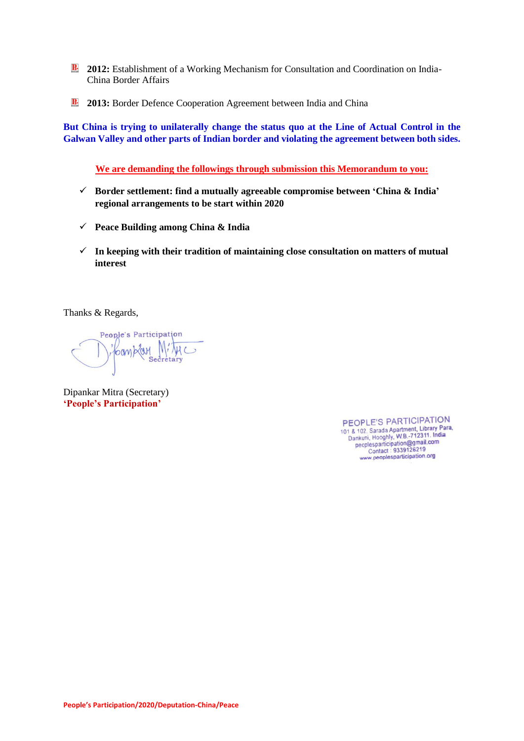- **2012:** Establishment of a Working Mechanism for Consultation and Coordination on India-China Border Affairs

- **2013:** Border Defence Cooperation Agreement between India and China

**But China is trying to unilaterally change the status quo at the Line of Actual Control in the Galwan Valley and other parts of Indian border and violating the agreement between both sides.**

**We are demanding the followings through submission this Memorandum to you:**

- ✓ **Border settlement: find a mutually agreeable compromise between 'China & India' regional arrangements to be start within 2020**

- ✓ **Peace Building among China & India**

- ✓ **In keeping with their tradition of maintaining close consultation on matters of mutual interest**

Thanks & Regards,

People's Participation
Secretary

Dipankar Mitra (Secretary)
**'People's Participation'**

PEOPLE'S PARTICIPATION
101 & 102, Sarada Apartment, Library Para,
Dankuni, Hooghly, W.B.-712311. India
peoplesparticipation@gmail.com
Contact : 9339126219
www.peoplesparticipation.org

**People's Participation/2020/Deputation-China/Peace**